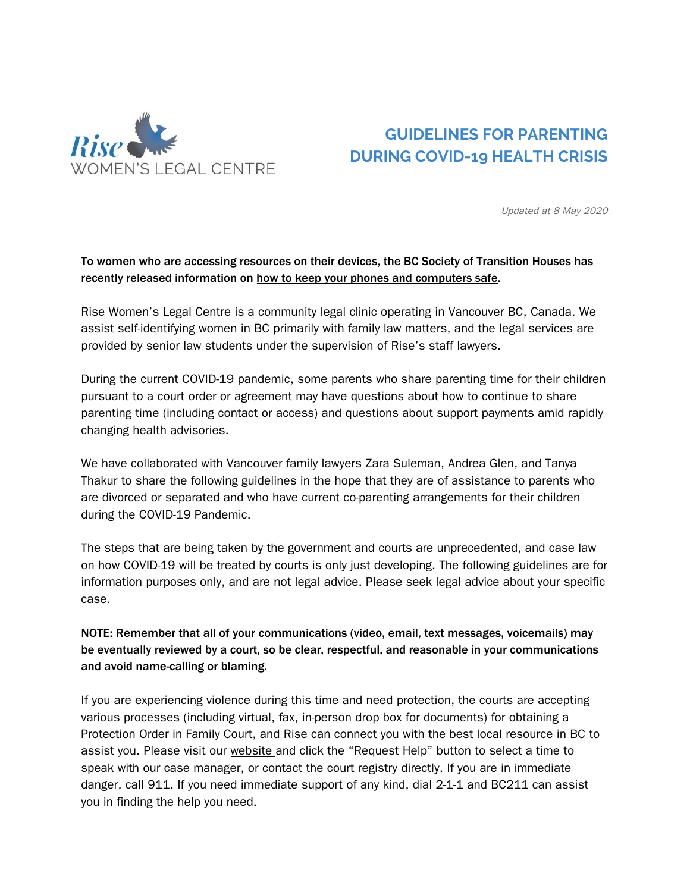Rise WOMEN'S LEGAL CENTRE

# GUIDELINES FOR PARENTING DURING COVID-19 HEALTH CRISIS

*Updated at 8 May 2020*

**To women who are accessing resources on their devices, the BC Society of Transition Houses has recently released information on how to keep your phones and computers safe.**

Rise Women's Legal Centre is a community legal clinic operating in Vancouver BC, Canada. We assist self-identifying women in BC primarily with family law matters, and the legal services are provided by senior law students under the supervision of Rise's staff lawyers.

During the current COVID-19 pandemic, some parents who share parenting time for their children pursuant to a court order or agreement may have questions about how to continue to share parenting time (including contact or access) and questions about support payments amid rapidly changing health advisories.

We have collaborated with Vancouver family lawyers Zara Suleman, Andrea Glen, and Tanya Thakur to share the following guidelines in the hope that they are of assistance to parents who are divorced or separated and who have current co-parenting arrangements for their children during the COVID-19 Pandemic.

The steps that are being taken by the government and courts are unprecedented, and case law on how COVID-19 will be treated by courts is only just developing. The following guidelines are for information purposes only, and are not legal advice. Please seek legal advice about your specific case.

**NOTE: Remember that all of your communications (video, email, text messages, voicemails) may be eventually reviewed by a court, so be clear, respectful, and reasonable in your communications and avoid name-calling or blaming.**

If you are experiencing violence during this time and need protection, the courts are accepting various processes (including virtual, fax, in-person drop box for documents) for obtaining a Protection Order in Family Court, and Rise can connect you with the best local resource in BC to assist you. Please visit our website and click the "Request Help" button to select a time to speak with our case manager, or contact the court registry directly. If you are in immediate danger, call 911. If you need immediate support of any kind, dial 2-1-1 and BC211 can assist you in finding the help you need.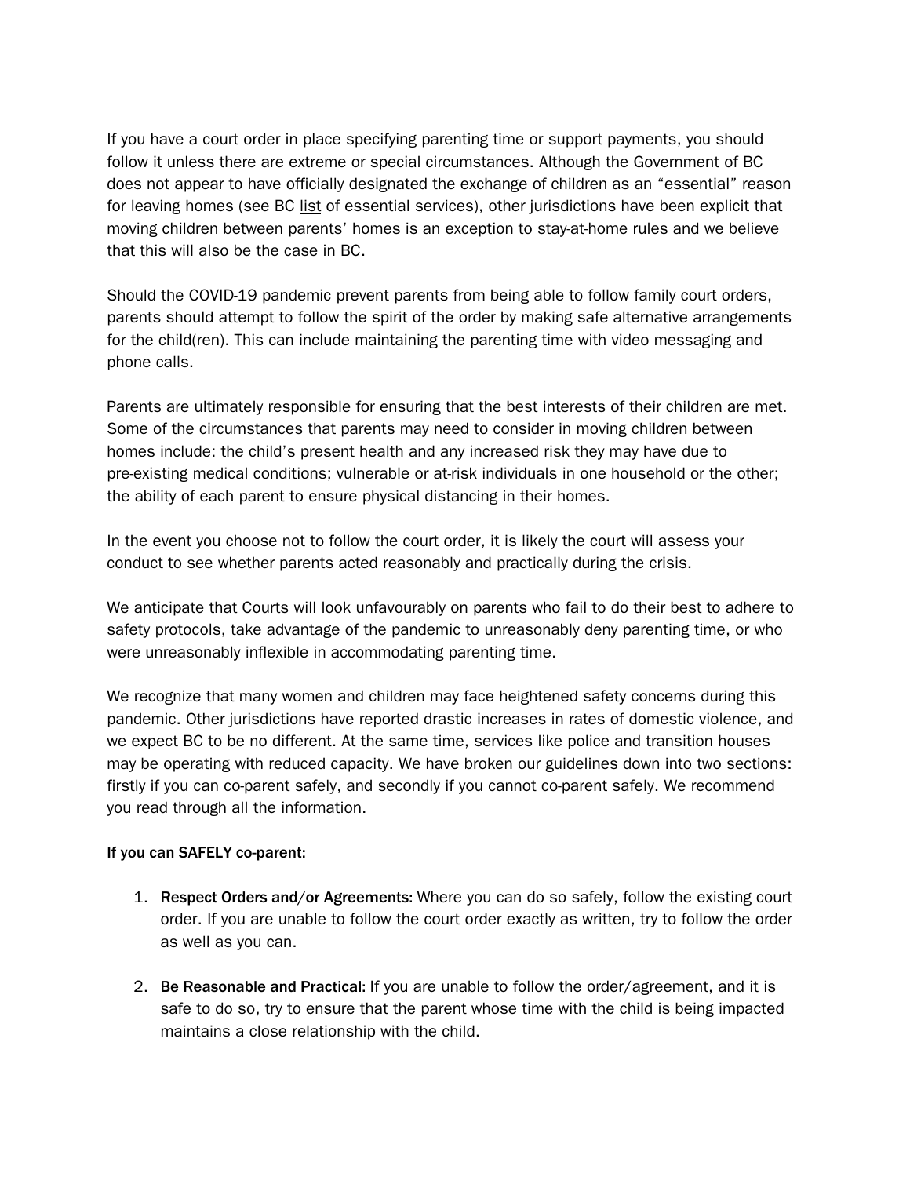If you have a court order in place specifying parenting time or support payments, you should follow it unless there are extreme or special circumstances. Although the Government of BC does not appear to have officially designated the exchange of children as an "essential" reason for leaving homes (see BC list of essential services), other jurisdictions have been explicit that moving children between parents' homes is an exception to stay-at-home rules and we believe that this will also be the case in BC.

Should the COVID-19 pandemic prevent parents from being able to follow family court orders, parents should attempt to follow the spirit of the order by making safe alternative arrangements for the child(ren). This can include maintaining the parenting time with video messaging and phone calls.

Parents are ultimately responsible for ensuring that the best interests of their children are met. Some of the circumstances that parents may need to consider in moving children between homes include: the child's present health and any increased risk they may have due to pre-existing medical conditions; vulnerable or at-risk individuals in one household or the other; the ability of each parent to ensure physical distancing in their homes.

In the event you choose not to follow the court order, it is likely the court will assess your conduct to see whether parents acted reasonably and practically during the crisis.

We anticipate that Courts will look unfavourably on parents who fail to do their best to adhere to safety protocols, take advantage of the pandemic to unreasonably deny parenting time, or who were unreasonably inflexible in accommodating parenting time.

We recognize that many women and children may face heightened safety concerns during this pandemic. Other jurisdictions have reported drastic increases in rates of domestic violence, and we expect BC to be no different. At the same time, services like police and transition houses may be operating with reduced capacity. We have broken our guidelines down into two sections: firstly if you can co-parent safely, and secondly if you cannot co-parent safely. We recommend you read through all the information.

**If you can SAFELY co-parent:**

1. **Respect Orders and/or Agreements:** Where you can do so safely, follow the existing court order. If you are unable to follow the court order exactly as written, try to follow the order as well as you can.

2. **Be Reasonable and Practical:** If you are unable to follow the order/agreement, and it is safe to do so, try to ensure that the parent whose time with the child is being impacted maintains a close relationship with the child.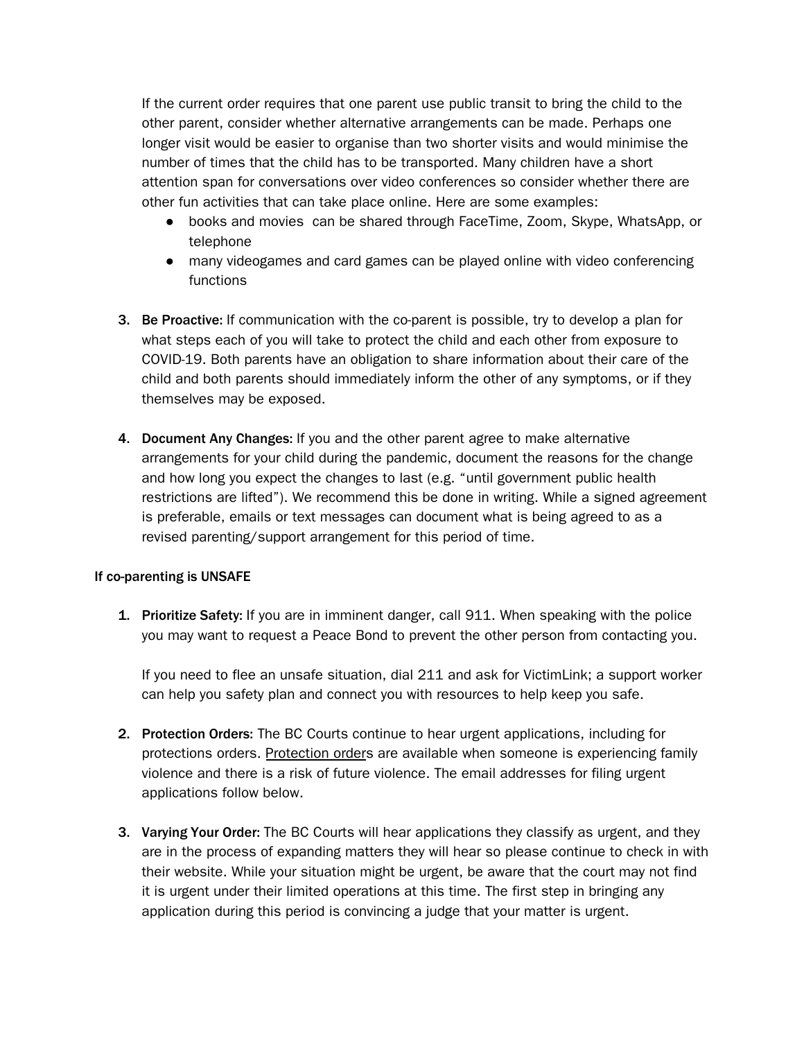If the current order requires that one parent use public transit to bring the child to the other parent, consider whether alternative arrangements can be made. Perhaps one longer visit would be easier to organise than two shorter visits and would minimise the number of times that the child has to be transported. Many children have a short attention span for conversations over video conferences so consider whether there are other fun activities that can take place online. Here are some examples:

- books and movies can be shared through FaceTime, Zoom, Skype, WhatsApp, or telephone
- many videogames and card games can be played online with video conferencing functions

3. **Be Proactive:** If communication with the co-parent is possible, try to develop a plan for what steps each of you will take to protect the child and each other from exposure to COVID-19. Both parents have an obligation to share information about their care of the child and both parents should immediately inform the other of any symptoms, or if they themselves may be exposed.

4. **Document Any Changes:** If you and the other parent agree to make alternative arrangements for your child during the pandemic, document the reasons for the change and how long you expect the changes to last (e.g. "until government public health restrictions are lifted"). We recommend this be done in writing. While a signed agreement is preferable, emails or text messages can document what is being agreed to as a revised parenting/support arrangement for this period of time.

**If co-parenting is UNSAFE**

1. **Prioritize Safety:** If you are in imminent danger, call 911. When speaking with the police you may want to request a Peace Bond to prevent the other person from contacting you.

   If you need to flee an unsafe situation, dial 211 and ask for VictimLink; a support worker can help you safety plan and connect you with resources to help keep you safe.

2. **Protection Orders:** The BC Courts continue to hear urgent applications, including for protections orders. Protection orders are available when someone is experiencing family violence and there is a risk of future violence. The email addresses for filing urgent applications follow below.

3. **Varying Your Order:** The BC Courts will hear applications they classify as urgent, and they are in the process of expanding matters they will hear so please continue to check in with their website. While your situation might be urgent, be aware that the court may not find it is urgent under their limited operations at this time. The first step in bringing any application during this period is convincing a judge that your matter is urgent.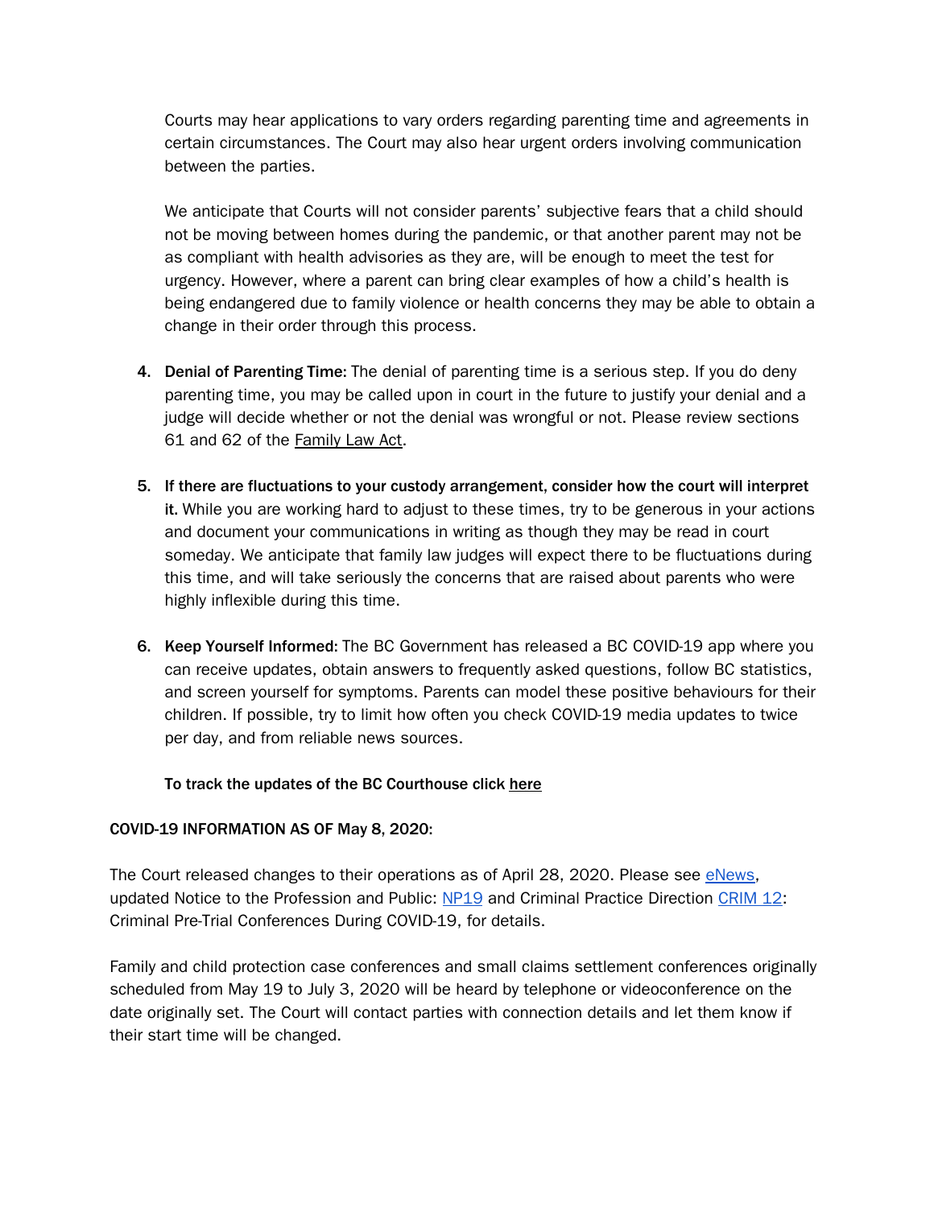Courts may hear applications to vary orders regarding parenting time and agreements in certain circumstances. The Court may also hear urgent orders involving communication between the parties.

We anticipate that Courts will not consider parents' subjective fears that a child should not be moving between homes during the pandemic, or that another parent may not be as compliant with health advisories as they are, will be enough to meet the test for urgency. However, where a parent can bring clear examples of how a child's health is being endangered due to family violence or health concerns they may be able to obtain a change in their order through this process.

4. **Denial of Parenting Time:** The denial of parenting time is a serious step. If you do deny parenting time, you may be called upon in court in the future to justify your denial and a judge will decide whether or not the denial was wrongful or not. Please review sections 61 and 62 of the Family Law Act.

5. **If there are fluctuations to your custody arrangement, consider how the court will interpret it.** While you are working hard to adjust to these times, try to be generous in your actions and document your communications in writing as though they may be read in court someday. We anticipate that family law judges will expect there to be fluctuations during this time, and will take seriously the concerns that are raised about parents who were highly inflexible during this time.

6. **Keep Yourself Informed:** The BC Government has released a BC COVID-19 app where you can receive updates, obtain answers to frequently asked questions, follow BC statistics, and screen yourself for symptoms. Parents can model these positive behaviours for their children. If possible, try to limit how often you check COVID-19 media updates to twice per day, and from reliable news sources.

**To track the updates of the BC Courthouse click here**

**COVID-19 INFORMATION AS OF May 8, 2020:**

The Court released changes to their operations as of April 28, 2020. Please see eNews, updated Notice to the Profession and Public: NP19 and Criminal Practice Direction CRIM 12: Criminal Pre-Trial Conferences During COVID-19, for details.

Family and child protection case conferences and small claims settlement conferences originally scheduled from May 19 to July 3, 2020 will be heard by telephone or videoconference on the date originally set. The Court will contact parties with connection details and let them know if their start time will be changed.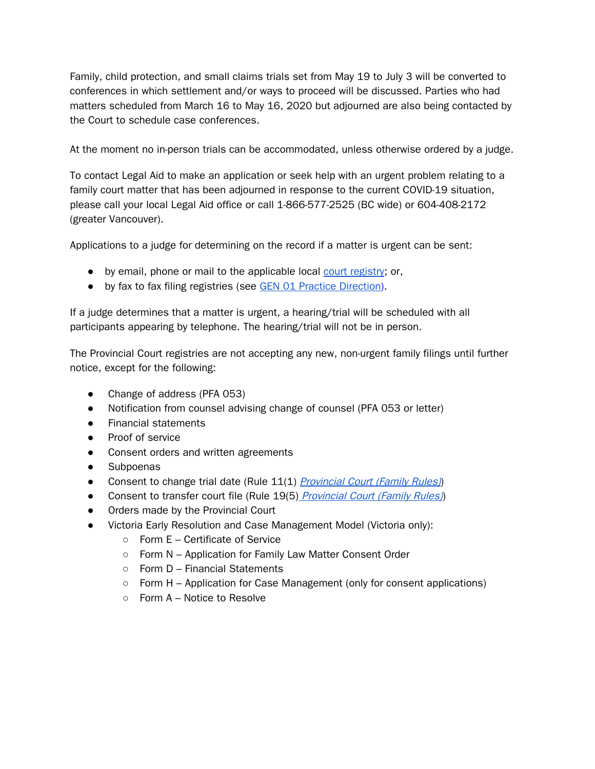Family, child protection, and small claims trials set from May 19 to July 3 will be converted to conferences in which settlement and/or ways to proceed will be discussed. Parties who had matters scheduled from March 16 to May 16, 2020 but adjourned are also being contacted by the Court to schedule case conferences.

At the moment no in-person trials can be accommodated, unless otherwise ordered by a judge.

To contact Legal Aid to make an application or seek help with an urgent problem relating to a family court matter that has been adjourned in response to the current COVID-19 situation, please call your local Legal Aid office or call 1-866-577-2525 (BC wide) or 604-408-2172 (greater Vancouver).

Applications to a judge for determining on the record if a matter is urgent can be sent:

- by email, phone or mail to the applicable local court registry; or,
- by fax to fax filing registries (see GEN 01 Practice Direction).

If a judge determines that a matter is urgent, a hearing/trial will be scheduled with all participants appearing by telephone. The hearing/trial will not be in person.

The Provincial Court registries are not accepting any new, non-urgent family filings until further notice, except for the following:

- Change of address (PFA 053)
- Notification from counsel advising change of counsel (PFA 053 or letter)
- Financial statements
- Proof of service
- Consent orders and written agreements
- Subpoenas
- Consent to change trial date (Rule 11(1) *Provincial Court (Family Rules)*)
- Consent to transfer court file (Rule 19(5) *Provincial Court (Family Rules)*)
- Orders made by the Provincial Court
- Victoria Early Resolution and Case Management Model (Victoria only):
  - Form E – Certificate of Service
  - Form N – Application for Family Law Matter Consent Order
  - Form D – Financial Statements
  - Form H – Application for Case Management (only for consent applications)
  - Form A – Notice to Resolve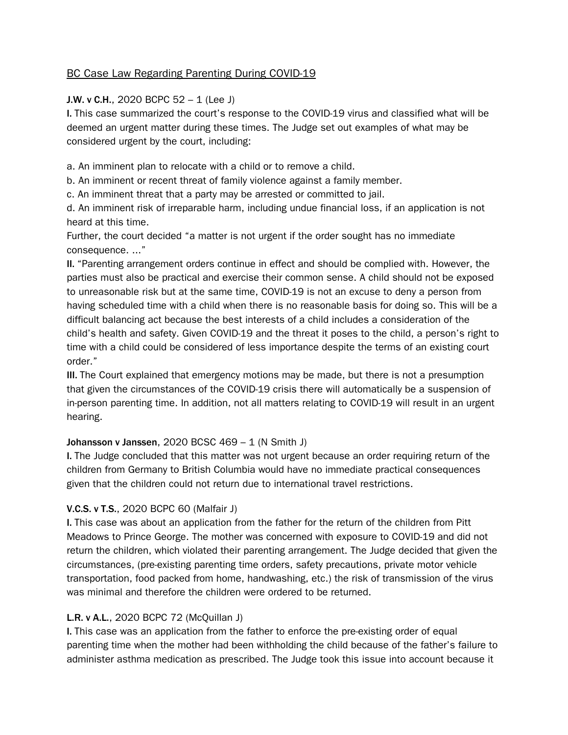## BC Case Law Regarding Parenting During COVID-19

**J.W. v C.H.**, 2020 BCPC 52 – 1 (Lee J)

**I.** This case summarized the court's response to the COVID-19 virus and classified what will be deemed an urgent matter during these times. The Judge set out examples of what may be considered urgent by the court, including:

a. An imminent plan to relocate with a child or to remove a child.
b. An imminent or recent threat of family violence against a family member.
c. An imminent threat that a party may be arrested or committed to jail.
d. An imminent risk of irreparable harm, including undue financial loss, if an application is not heard at this time.

Further, the court decided "a matter is not urgent if the order sought has no immediate consequence. ..."

**II.** "Parenting arrangement orders continue in effect and should be complied with. However, the parties must also be practical and exercise their common sense. A child should not be exposed to unreasonable risk but at the same time, COVID-19 is not an excuse to deny a person from having scheduled time with a child when there is no reasonable basis for doing so. This will be a difficult balancing act because the best interests of a child includes a consideration of the child's health and safety. Given COVID-19 and the threat it poses to the child, a person's right to time with a child could be considered of less importance despite the terms of an existing court order."

**III.** The Court explained that emergency motions may be made, but there is not a presumption that given the circumstances of the COVID-19 crisis there will automatically be a suspension of in-person parenting time. In addition, not all matters relating to COVID-19 will result in an urgent hearing.

**Johansson v Janssen**, 2020 BCSC 469 – 1 (N Smith J)

**I.** The Judge concluded that this matter was not urgent because an order requiring return of the children from Germany to British Columbia would have no immediate practical consequences given that the children could not return due to international travel restrictions.

**V.C.S. v T.S.**, 2020 BCPC 60 (Malfair J)

**I.** This case was about an application from the father for the return of the children from Pitt Meadows to Prince George. The mother was concerned with exposure to COVID-19 and did not return the children, which violated their parenting arrangement. The Judge decided that given the circumstances, (pre-existing parenting time orders, safety precautions, private motor vehicle transportation, food packed from home, handwashing, etc.) the risk of transmission of the virus was minimal and therefore the children were ordered to be returned.

**L.R. v A.L.**, 2020 BCPC 72 (McQuillan J)

**I.** This case was an application from the father to enforce the pre-existing order of equal parenting time when the mother had been withholding the child because of the father's failure to administer asthma medication as prescribed. The Judge took this issue into account because it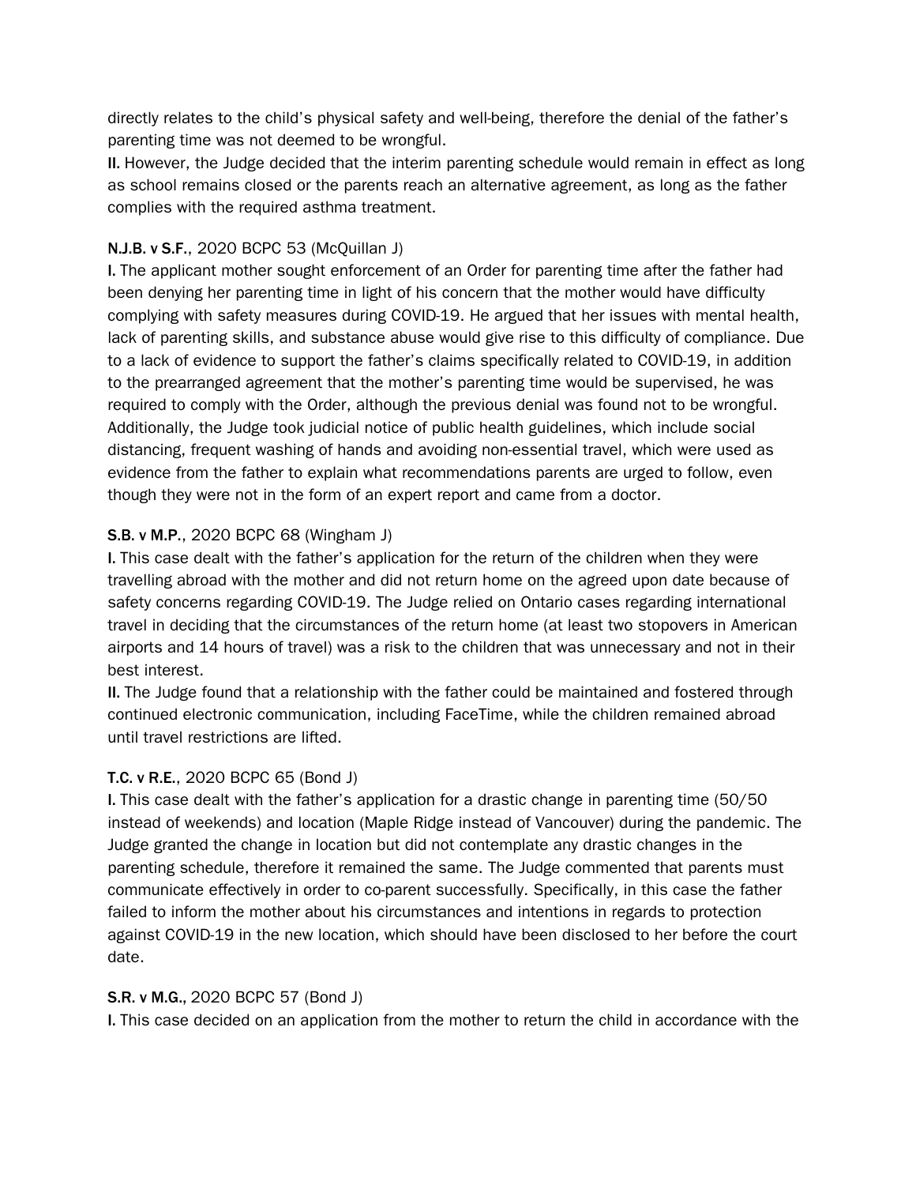directly relates to the child's physical safety and well-being, therefore the denial of the father's parenting time was not deemed to be wrongful.

**II.** However, the Judge decided that the interim parenting schedule would remain in effect as long as school remains closed or the parents reach an alternative agreement, as long as the father complies with the required asthma treatment.

**N.J.B. v S.F.**, 2020 BCPC 53 (McQuillan J)

**I.** The applicant mother sought enforcement of an Order for parenting time after the father had been denying her parenting time in light of his concern that the mother would have difficulty complying with safety measures during COVID-19. He argued that her issues with mental health, lack of parenting skills, and substance abuse would give rise to this difficulty of compliance. Due to a lack of evidence to support the father's claims specifically related to COVID-19, in addition to the prearranged agreement that the mother's parenting time would be supervised, he was required to comply with the Order, although the previous denial was found not to be wrongful. Additionally, the Judge took judicial notice of public health guidelines, which include social distancing, frequent washing of hands and avoiding non-essential travel, which were used as evidence from the father to explain what recommendations parents are urged to follow, even though they were not in the form of an expert report and came from a doctor.

**S.B. v M.P.**, 2020 BCPC 68 (Wingham J)

**I.** This case dealt with the father's application for the return of the children when they were travelling abroad with the mother and did not return home on the agreed upon date because of safety concerns regarding COVID-19. The Judge relied on Ontario cases regarding international travel in deciding that the circumstances of the return home (at least two stopovers in American airports and 14 hours of travel) was a risk to the children that was unnecessary and not in their best interest.

**II.** The Judge found that a relationship with the father could be maintained and fostered through continued electronic communication, including FaceTime, while the children remained abroad until travel restrictions are lifted.

**T.C. v R.E.**, 2020 BCPC 65 (Bond J)

**I.** This case dealt with the father's application for a drastic change in parenting time (50/50 instead of weekends) and location (Maple Ridge instead of Vancouver) during the pandemic. The Judge granted the change in location but did not contemplate any drastic changes in the parenting schedule, therefore it remained the same. The Judge commented that parents must communicate effectively in order to co-parent successfully. Specifically, in this case the father failed to inform the mother about his circumstances and intentions in regards to protection against COVID-19 in the new location, which should have been disclosed to her before the court date.

**S.R. v M.G.**, 2020 BCPC 57 (Bond J)

**I.** This case decided on an application from the mother to return the child in accordance with the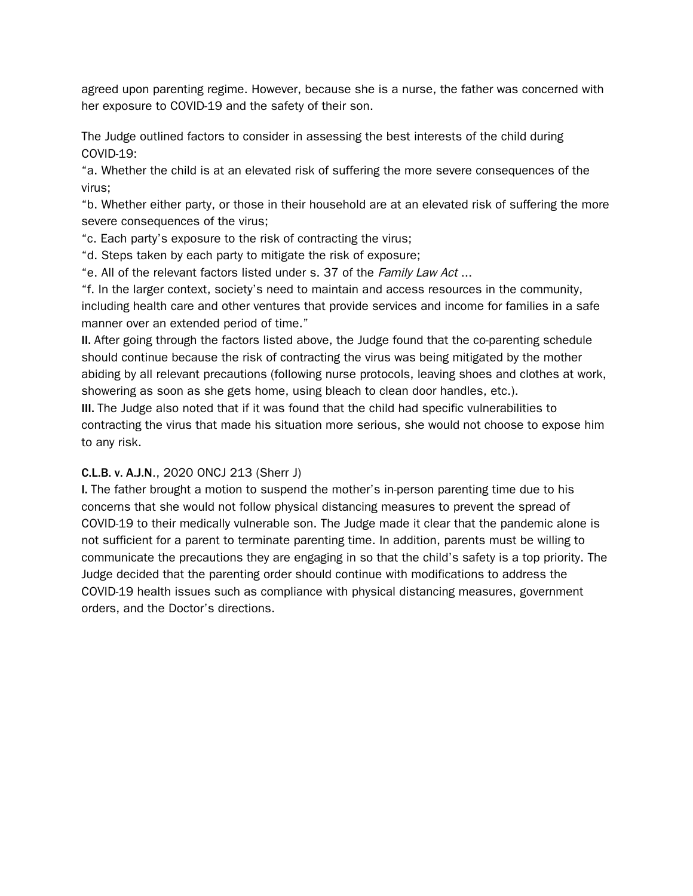agreed upon parenting regime. However, because she is a nurse, the father was concerned with her exposure to COVID-19 and the safety of their son.

The Judge outlined factors to consider in assessing the best interests of the child during COVID-19:
"a. Whether the child is at an elevated risk of suffering the more severe consequences of the virus;
"b. Whether either party, or those in their household are at an elevated risk of suffering the more severe consequences of the virus;
"c. Each party's exposure to the risk of contracting the virus;
"d. Steps taken by each party to mitigate the risk of exposure;
"e. All of the relevant factors listed under s. 37 of the *Family Law Act* ...
"f. In the larger context, society's need to maintain and access resources in the community, including health care and other ventures that provide services and income for families in a safe manner over an extended period of time."
**II.** After going through the factors listed above, the Judge found that the co-parenting schedule should continue because the risk of contracting the virus was being mitigated by the mother abiding by all relevant precautions (following nurse protocols, leaving shoes and clothes at work, showering as soon as she gets home, using bleach to clean door handles, etc.).
**III.** The Judge also noted that if it was found that the child had specific vulnerabilities to contracting the virus that made his situation more serious, she would not choose to expose him to any risk.

**C.L.B. v. A.J.N.**, 2020 ONCJ 213 (Sherr J)
**I.** The father brought a motion to suspend the mother's in-person parenting time due to his concerns that she would not follow physical distancing measures to prevent the spread of COVID-19 to their medically vulnerable son. The Judge made it clear that the pandemic alone is not sufficient for a parent to terminate parenting time. In addition, parents must be willing to communicate the precautions they are engaging in so that the child's safety is a top priority. The Judge decided that the parenting order should continue with modifications to address the COVID-19 health issues such as compliance with physical distancing measures, government orders, and the Doctor's directions.